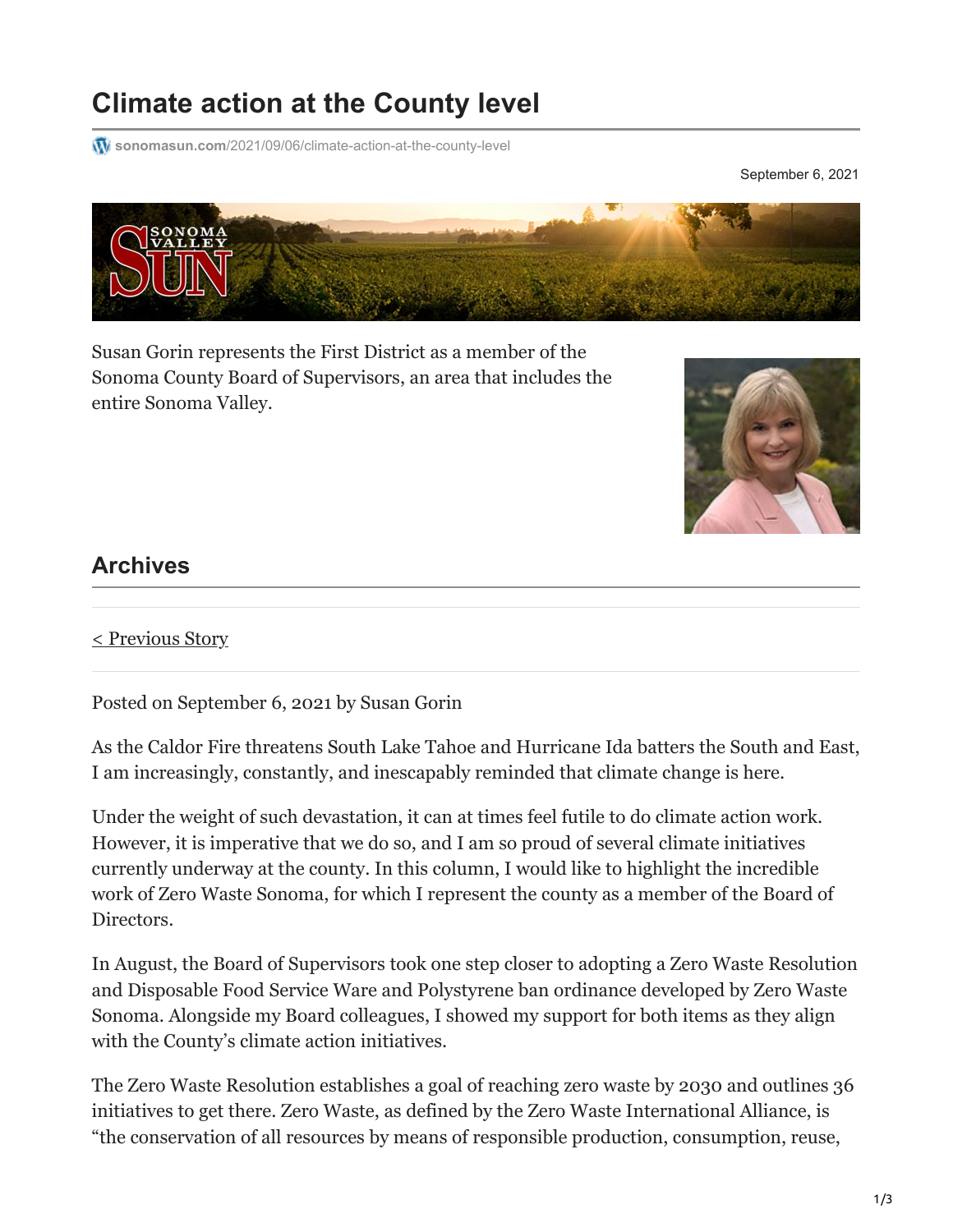# Climate action at the County level

sonomasun.com/2021/09/06/climate-action-at-the-county-level

September 6, 2021

Susan Gorin represents the First District as a member of the Sonoma County Board of Supervisors, an area that includes the entire Sonoma Valley.

## Archives

< Previous Story

Posted on September 6, 2021 by Susan Gorin

As the Caldor Fire threatens South Lake Tahoe and Hurricane Ida batters the South and East, I am increasingly, constantly, and inescapably reminded that climate change is here.

Under the weight of such devastation, it can at times feel futile to do climate action work. However, it is imperative that we do so, and I am so proud of several climate initiatives currently underway at the county. In this column, I would like to highlight the incredible work of Zero Waste Sonoma, for which I represent the county as a member of the Board of Directors.

In August, the Board of Supervisors took one step closer to adopting a Zero Waste Resolution and Disposable Food Service Ware and Polystyrene ban ordinance developed by Zero Waste Sonoma. Alongside my Board colleagues, I showed my support for both items as they align with the County's climate action initiatives.

The Zero Waste Resolution establishes a goal of reaching zero waste by 2030 and outlines 36 initiatives to get there. Zero Waste, as defined by the Zero Waste International Alliance, is "the conservation of all resources by means of responsible production, consumption, reuse,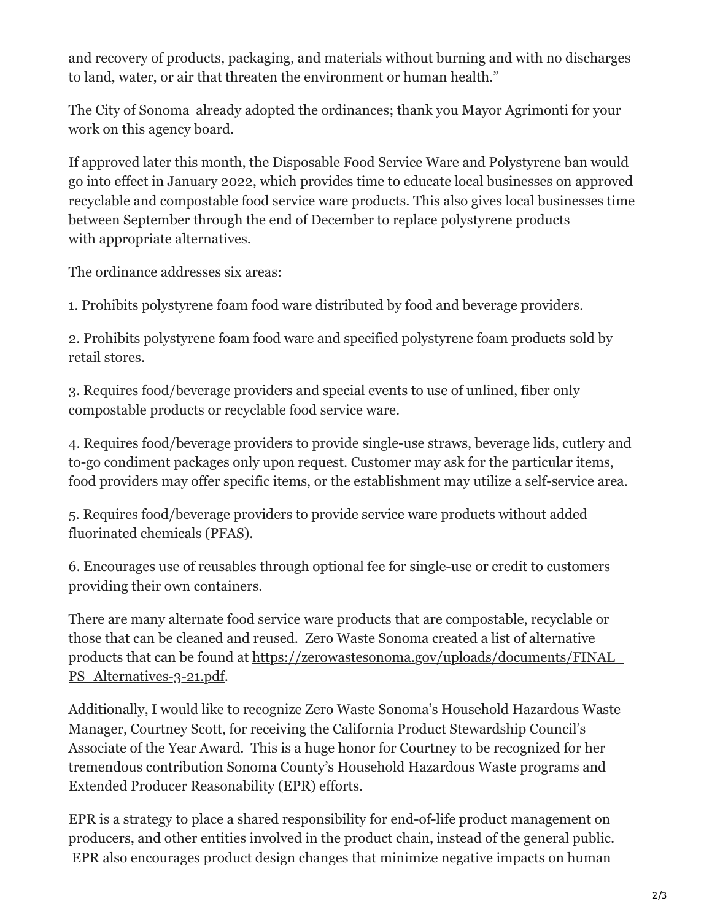and recovery of products, packaging, and materials without burning and with no discharges to land, water, or air that threaten the environment or human health."

The City of Sonoma  already adopted the ordinances; thank you Mayor Agrimonti for your work on this agency board.

If approved later this month, the Disposable Food Service Ware and Polystyrene ban would go into effect in January 2022, which provides time to educate local businesses on approved recyclable and compostable food service ware products. This also gives local businesses time between September through the end of December to replace polystyrene products with appropriate alternatives.

The ordinance addresses six areas:

1. Prohibits polystyrene foam food ware distributed by food and beverage providers.

2. Prohibits polystyrene foam food ware and specified polystyrene foam products sold by retail stores.

3. Requires food/beverage providers and special events to use of unlined, fiber only compostable products or recyclable food service ware.

4. Requires food/beverage providers to provide single-use straws, beverage lids, cutlery and to-go condiment packages only upon request. Customer may ask for the particular items, food providers may offer specific items, or the establishment may utilize a self-service area.

5. Requires food/beverage providers to provide service ware products without added fluorinated chemicals (PFAS).

6. Encourages use of reusables through optional fee for single-use or credit to customers providing their own containers.

There are many alternate food service ware products that are compostable, recyclable or those that can be cleaned and reused.  Zero Waste Sonoma created a list of alternative products that can be found at https://zerowastesonoma.gov/uploads/documents/FINAL_PS_Alternatives-3-21.pdf.

Additionally, I would like to recognize Zero Waste Sonoma's Household Hazardous Waste Manager, Courtney Scott, for receiving the California Product Stewardship Council's Associate of the Year Award.  This is a huge honor for Courtney to be recognized for her tremendous contribution Sonoma County's Household Hazardous Waste programs and Extended Producer Reasonability (EPR) efforts.

EPR is a strategy to place a shared responsibility for end-of-life product management on producers, and other entities involved in the product chain, instead of the general public. EPR also encourages product design changes that minimize negative impacts on human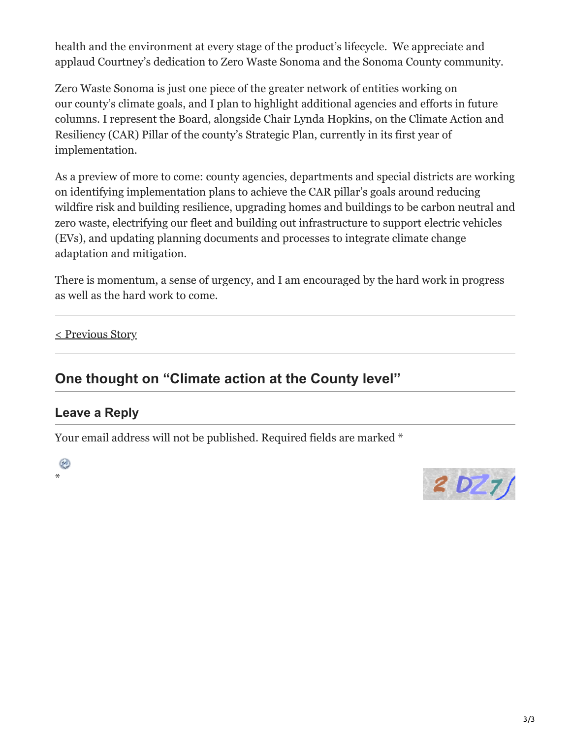health and the environment at every stage of the product's lifecycle. We appreciate and applaud Courtney's dedication to Zero Waste Sonoma and the Sonoma County community.

Zero Waste Sonoma is just one piece of the greater network of entities working on our county's climate goals, and I plan to highlight additional agencies and efforts in future columns. I represent the Board, alongside Chair Lynda Hopkins, on the Climate Action and Resiliency (CAR) Pillar of the county's Strategic Plan, currently in its first year of implementation.

As a preview of more to come: county agencies, departments and special districts are working on identifying implementation plans to achieve the CAR pillar's goals around reducing wildfire risk and building resilience, upgrading homes and buildings to be carbon neutral and zero waste, electrifying our fleet and building out infrastructure to support electric vehicles (EVs), and updating planning documents and processes to integrate climate change adaptation and mitigation.

There is momentum, a sense of urgency, and I am encouraged by the hard work in progress as well as the hard work to come.

---

< Previous Story

---

## One thought on "Climate action at the County level"

### Leave a Reply

Your email address will not be published. Required fields are marked *

*